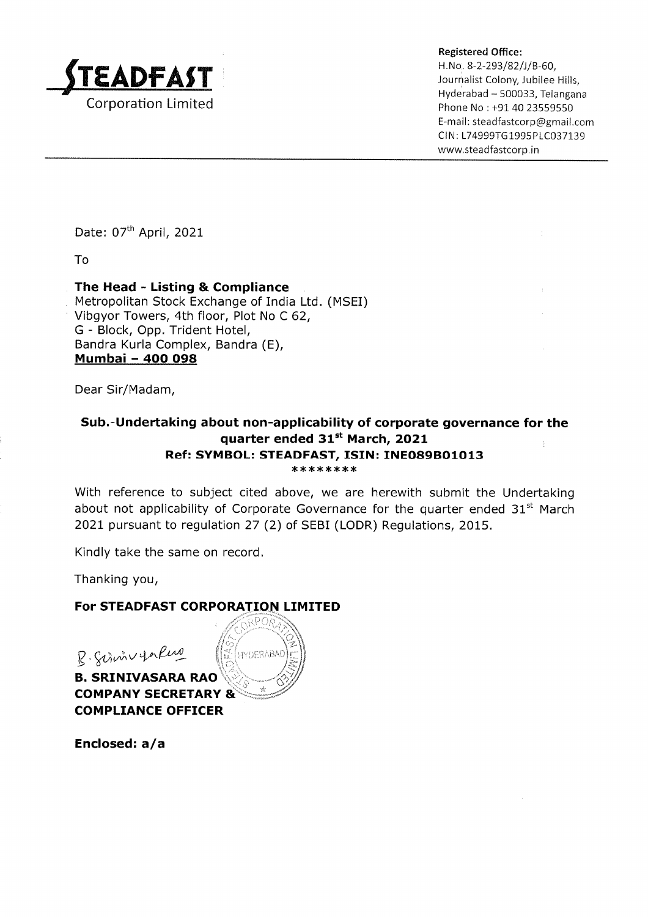**STEADFAST**
Corporation Limited

**Registered Office:**
H.No. 8-2-293/82/J/B-60,
Journalist Colony, Jubilee Hills,
Hyderabad – 500033, Telangana
Phone No : +91 40 23559550
E-mail: steadfastcorp@gmail.com
CIN: L74999TG1995PLC037139
www.steadfastcorp.in

---

Date: 07th April, 2021

To

**The Head - Listing & Compliance**
Metropolitan Stock Exchange of India Ltd. (MSEI)
Vibgyor Towers, 4th floor, Plot No C 62,
G - Block, Opp. Trident Hotel,
Bandra Kurla Complex, Bandra (E),
**Mumbai – 400 098**

Dear Sir/Madam,

**Sub.-Undertaking about non-applicability of corporate governance for the quarter ended 31st March, 2021**
**Ref: SYMBOL: STEADFAST, ISIN: INE089B01013**
********

With reference to subject cited above, we are herewith submit the Undertaking about not applicability of Corporate Governance for the quarter ended 31st March 2021 pursuant to regulation 27 (2) of SEBI (LODR) Regulations, 2015.

Kindly take the same on record.

Thanking you,

**For STEADFAST CORPORATION LIMITED**

B. Srinivasarao

**B. SRINIVASARA RAO**
**COMPANY SECRETARY &**
**COMPLIANCE OFFICER**

**Enclosed: a/a**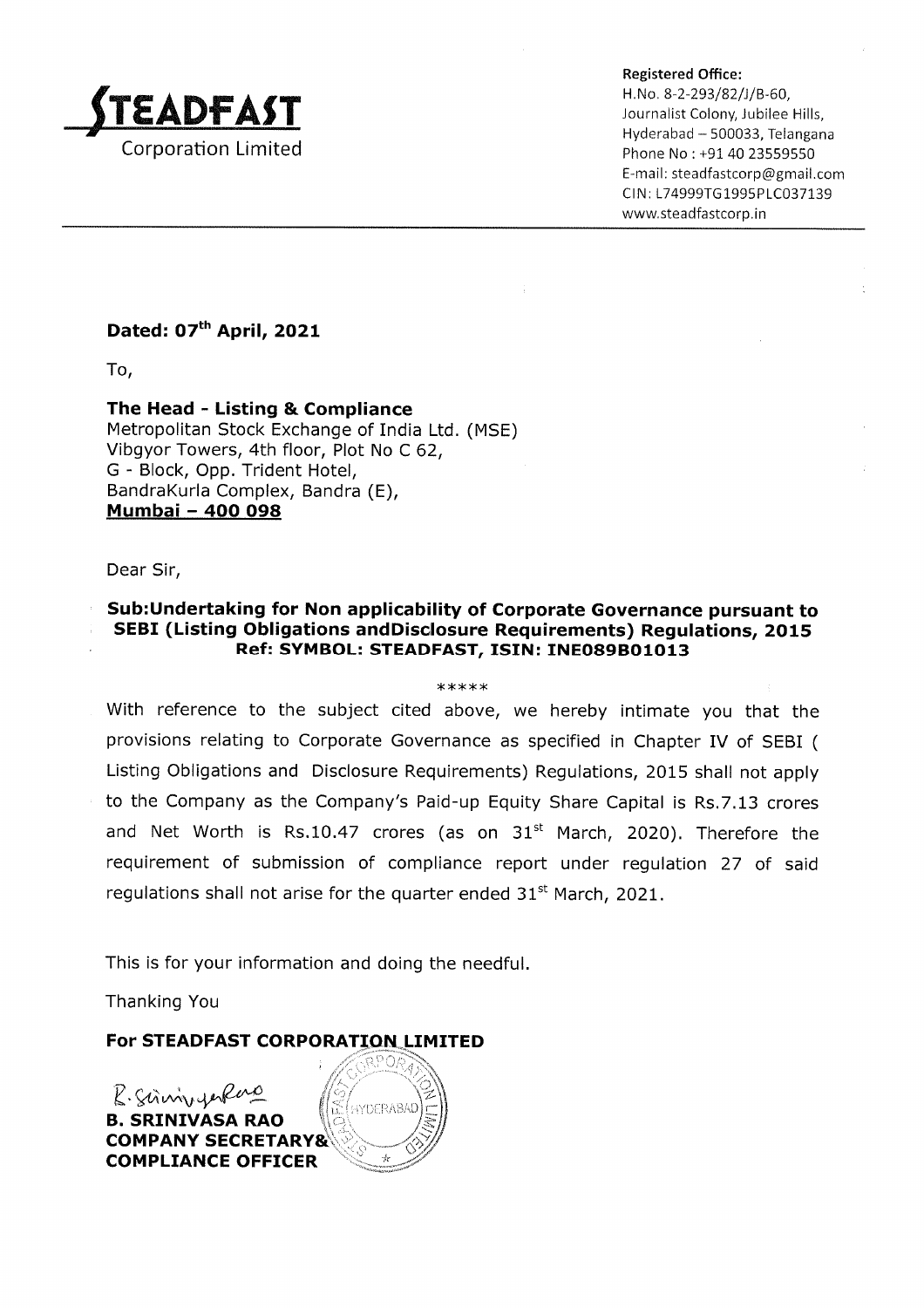**STEADFAST**
Corporation Limited

**Registered Office:**
H.No. 8-2-293/82/J/B-60,
Journalist Colony, Jubilee Hills,
Hyderabad – 500033, Telangana
Phone No : +91 40 23559550
E-mail: steadfastcorp@gmail.com
CIN: L74999TG1995PLC037139
www.steadfastcorp.in

**Dated: 07th April, 2021**

To,

**The Head - Listing & Compliance**
Metropolitan Stock Exchange of India Ltd. (MSE)
Vibgyor Towers, 4th floor, Plot No C 62,
G - Block, Opp. Trident Hotel,
BandraKurla Complex, Bandra (E),
**Mumbai – 400 098**

Dear Sir,

**Sub:Undertaking for Non applicability of Corporate Governance pursuant to SEBI (Listing Obligations andDisclosure Requirements) Regulations, 2015**
**Ref: SYMBOL: STEADFAST, ISIN: INE089B01013**

*****

With reference to the subject cited above, we hereby intimate you that the provisions relating to Corporate Governance as specified in Chapter IV of SEBI ( Listing Obligations and Disclosure Requirements) Regulations, 2015 shall not apply to the Company as the Company's Paid-up Equity Share Capital is Rs.7.13 crores and Net Worth is Rs.10.47 crores (as on 31st March, 2020). Therefore the requirement of submission of compliance report under regulation 27 of said regulations shall not arise for the quarter ended 31st March, 2021.

This is for your information and doing the needful.

Thanking You

**For STEADFAST CORPORATION LIMITED**

**B. SRINIVASA RAO**
**COMPANY SECRETARY&**
**COMPLIANCE OFFICER**